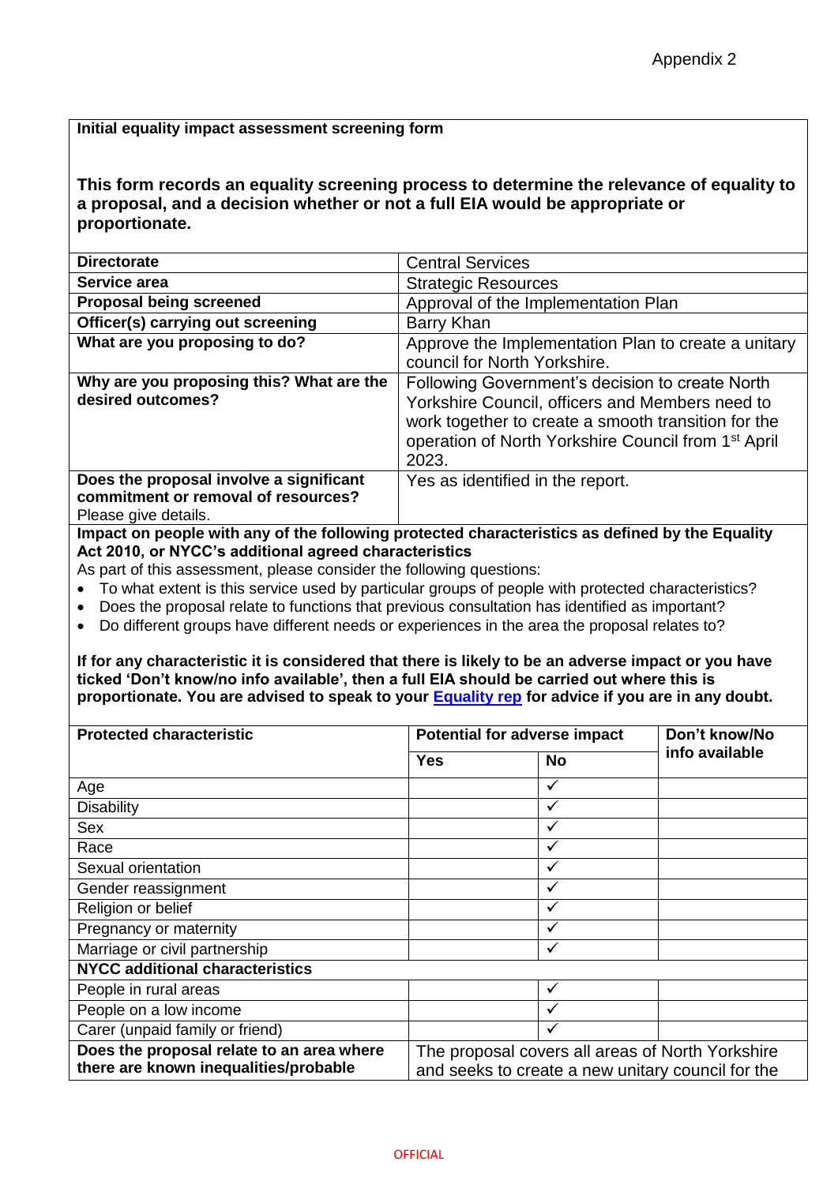Appendix 2

**Initial equality impact assessment screening form**

**This form records an equality screening process to determine the relevance of equality to a proposal, and a decision whether or not a full EIA would be appropriate or proportionate.**

| | |
|---|---|
| **Directorate** | Central Services |
| **Service area** | Strategic Resources |
| **Proposal being screened** | Approval of the Implementation Plan |
| **Officer(s) carrying out screening** | Barry Khan |
| **What are you proposing to do?** | Approve the Implementation Plan to create a unitary council for North Yorkshire. |
| **Why are you proposing this? What are the desired outcomes?** | Following Government's decision to create North Yorkshire Council, officers and Members need to work together to create a smooth transition for the operation of North Yorkshire Council from 1st April 2023. |
| **Does the proposal involve a significant commitment or removal of resources?** Please give details. | Yes as identified in the report. |

**Impact on people with any of the following protected characteristics as defined by the Equality Act 2010, or NYCC's additional agreed characteristics**

As part of this assessment, please consider the following questions:

- To what extent is this service used by particular groups of people with protected characteristics?
- Does the proposal relate to functions that previous consultation has identified as important?
- Do different groups have different needs or experiences in the area the proposal relates to?

**If for any characteristic it is considered that there is likely to be an adverse impact or you have ticked 'Don't know/no info available', then a full EIA should be carried out where this is proportionate. You are advised to speak to your Equality rep for advice if you are in any doubt.**

| **Protected characteristic** | **Potential for adverse impact** | | **Don't know/No info available** |
|---|---|---|---|
| | **Yes** | **No** | |
| Age | | ✓ | |
| Disability | | ✓ | |
| Sex | | ✓ | |
| Race | | ✓ | |
| Sexual orientation | | ✓ | |
| Gender reassignment | | ✓ | |
| Religion or belief | | ✓ | |
| Pregnancy or maternity | | ✓ | |
| Marriage or civil partnership | | ✓ | |
| **NYCC additional characteristics** | | | |
| People in rural areas | | ✓ | |
| People on a low income | | ✓ | |
| Carer (unpaid family or friend) | | ✓ | |
| **Does the proposal relate to an area where there are known inequalities/probable** | The proposal covers all areas of North Yorkshire and seeks to create a new unitary council for the | | |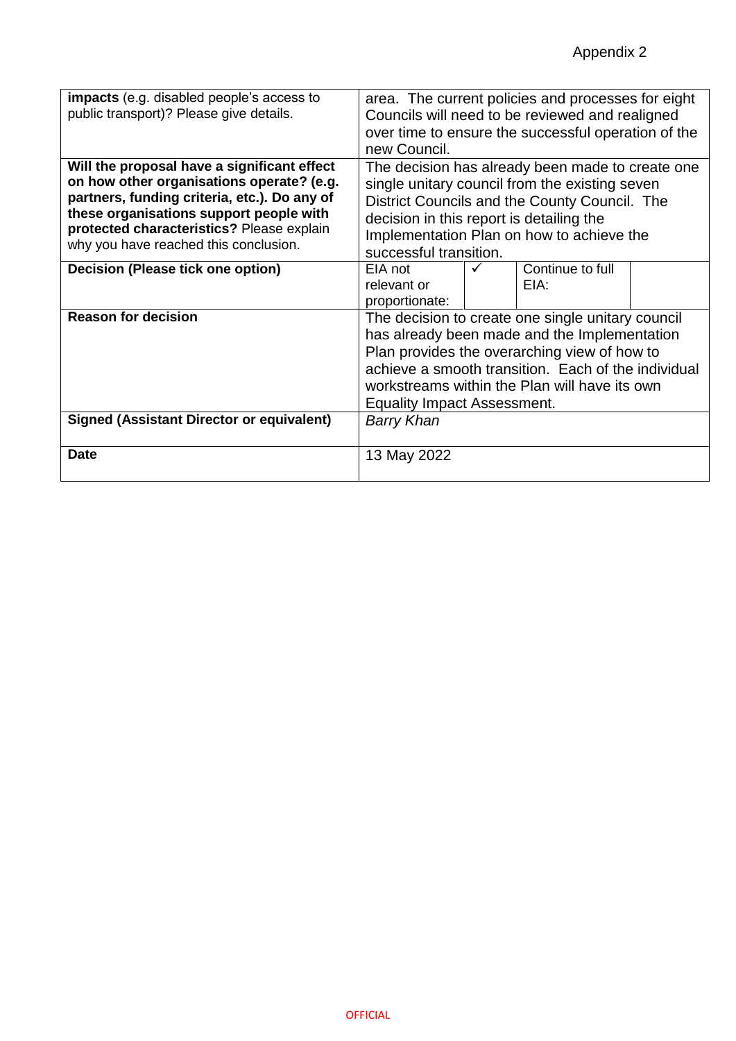| | | | | |
|---|---|---|---|---|
| **impacts** (e.g. disabled people's access to public transport)? Please give details. | area. The current policies and processes for eight Councils will need to be reviewed and realigned over time to ensure the successful operation of the new Council. | | | |
| **Will the proposal have a significant effect on how other organisations operate? (e.g. partners, funding criteria, etc.). Do any of these organisations support people with protected characteristics?** Please explain why you have reached this conclusion. | The decision has already been made to create one single unitary council from the existing seven District Councils and the County Council. The decision in this report is detailing the Implementation Plan on how to achieve the successful transition. | | | |
| **Decision (Please tick one option)** | EIA not relevant or proportionate: | ✓ | Continue to full EIA: | |
| **Reason for decision** | The decision to create one single unitary council has already been made and the Implementation Plan provides the overarching view of how to achieve a smooth transition. Each of the individual workstreams within the Plan will have its own Equality Impact Assessment. | | | |
| **Signed (Assistant Director or equivalent)** | *Barry Khan* | | | |
| **Date** | 13 May 2022 | | | |